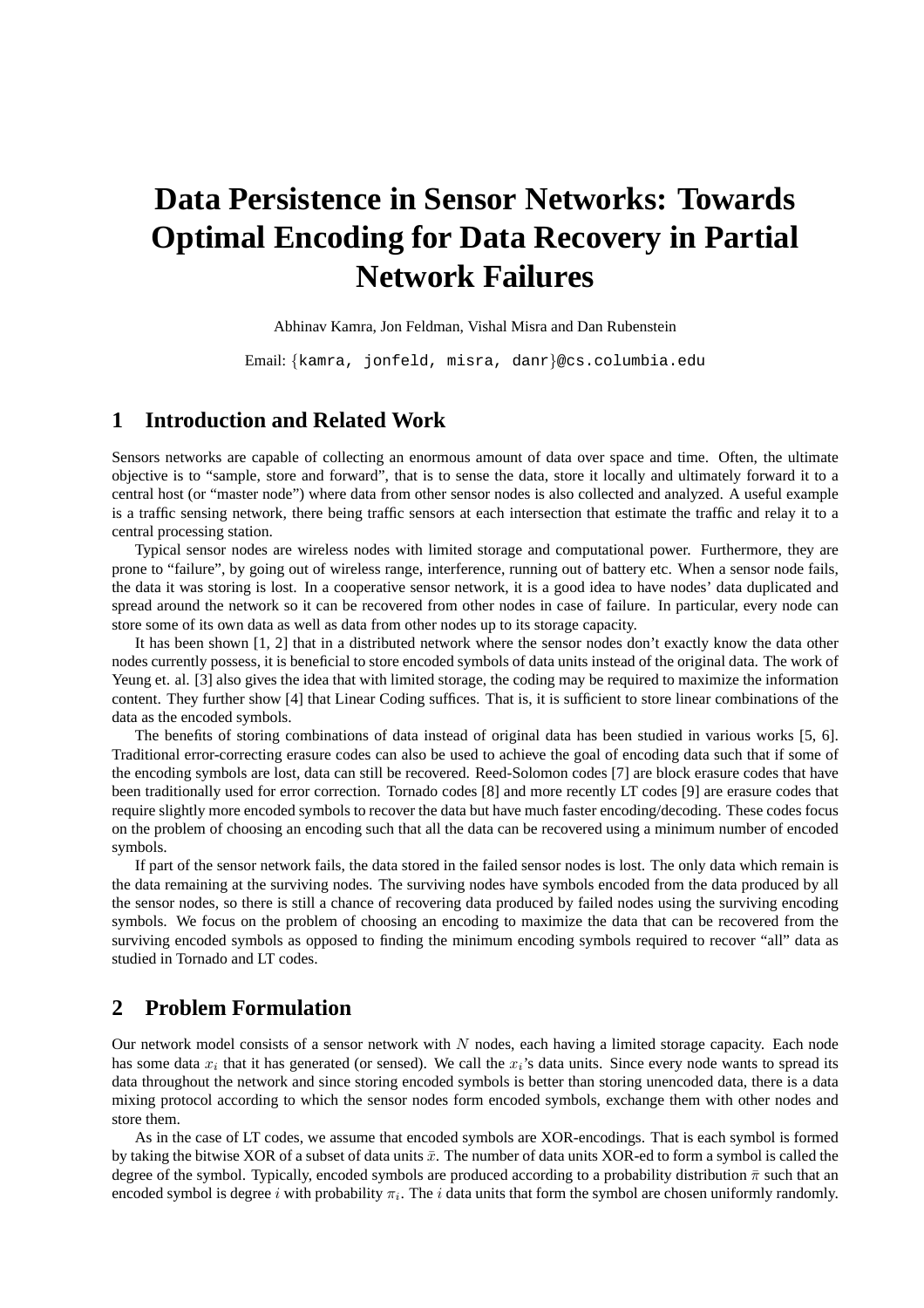# Data Persistence in Sensor Networks: Towards Optimal Encoding for Data Recovery in Partial Network Failures

Abhinav Kamra, Jon Feldman, Vishal Misra and Dan Rubenstein

Email: {kamra, jonfeld, misra, danr}@cs.columbia.edu

## 1 Introduction and Related Work

Sensors networks are capable of collecting an enormous amount of data over space and time. Often, the ultimate objective is to "sample, store and forward", that is to sense the data, store it locally and ultimately forward it to a central host (or "master node") where data from other sensor nodes is also collected and analyzed. A useful example is a traffic sensing network, there being traffic sensors at each intersection that estimate the traffic and relay it to a central processing station.

Typical sensor nodes are wireless nodes with limited storage and computational power. Furthermore, they are prone to "failure", by going out of wireless range, interference, running out of battery etc. When a sensor node fails, the data it was storing is lost. In a cooperative sensor network, it is a good idea to have nodes' data duplicated and spread around the network so it can be recovered from other nodes in case of failure. In particular, every node can store some of its own data as well as data from other nodes up to its storage capacity.

It has been shown [1, 2] that in a distributed network where the sensor nodes don't exactly know the data other nodes currently possess, it is beneficial to store encoded symbols of data units instead of the original data. The work of Yeung et. al. [3] also gives the idea that with limited storage, the coding may be required to maximize the information content. They further show [4] that Linear Coding suffices. That is, it is sufficient to store linear combinations of the data as the encoded symbols.

The benefits of storing combinations of data instead of original data has been studied in various works [5, 6]. Traditional error-correcting erasure codes can also be used to achieve the goal of encoding data such that if some of the encoding symbols are lost, data can still be recovered. Reed-Solomon codes [7] are block erasure codes that have been traditionally used for error correction. Tornado codes [8] and more recently LT codes [9] are erasure codes that require slightly more encoded symbols to recover the data but have much faster encoding/decoding. These codes focus on the problem of choosing an encoding such that all the data can be recovered using a minimum number of encoded symbols.

If part of the sensor network fails, the data stored in the failed sensor nodes is lost. The only data which remain is the data remaining at the surviving nodes. The surviving nodes have symbols encoded from the data produced by all the sensor nodes, so there is still a chance of recovering data produced by failed nodes using the surviving encoding symbols. We focus on the problem of choosing an encoding to maximize the data that can be recovered from the surviving encoded symbols as opposed to finding the minimum encoding symbols required to recover "all" data as studied in Tornado and LT codes.

## 2 Problem Formulation

Our network model consists of a sensor network with $N$ nodes, each having a limited storage capacity. Each node has some data $x_i$ that it has generated (or sensed). We call the $x_i$'s data units. Since every node wants to spread its data throughout the network and since storing encoded symbols is better than storing unencoded data, there is a data mixing protocol according to which the sensor nodes form encoded symbols, exchange them with other nodes and store them.

As in the case of LT codes, we assume that encoded symbols are XOR-encodings. That is each symbol is formed by taking the bitwise XOR of a subset of data units $\bar{x}$. The number of data units XOR-ed to form a symbol is called the degree of the symbol. Typically, encoded symbols are produced according to a probability distribution $\bar{\pi}$ such that an encoded symbol is degree $i$ with probability $\pi_i$. The $i$ data units that form the symbol are chosen uniformly randomly.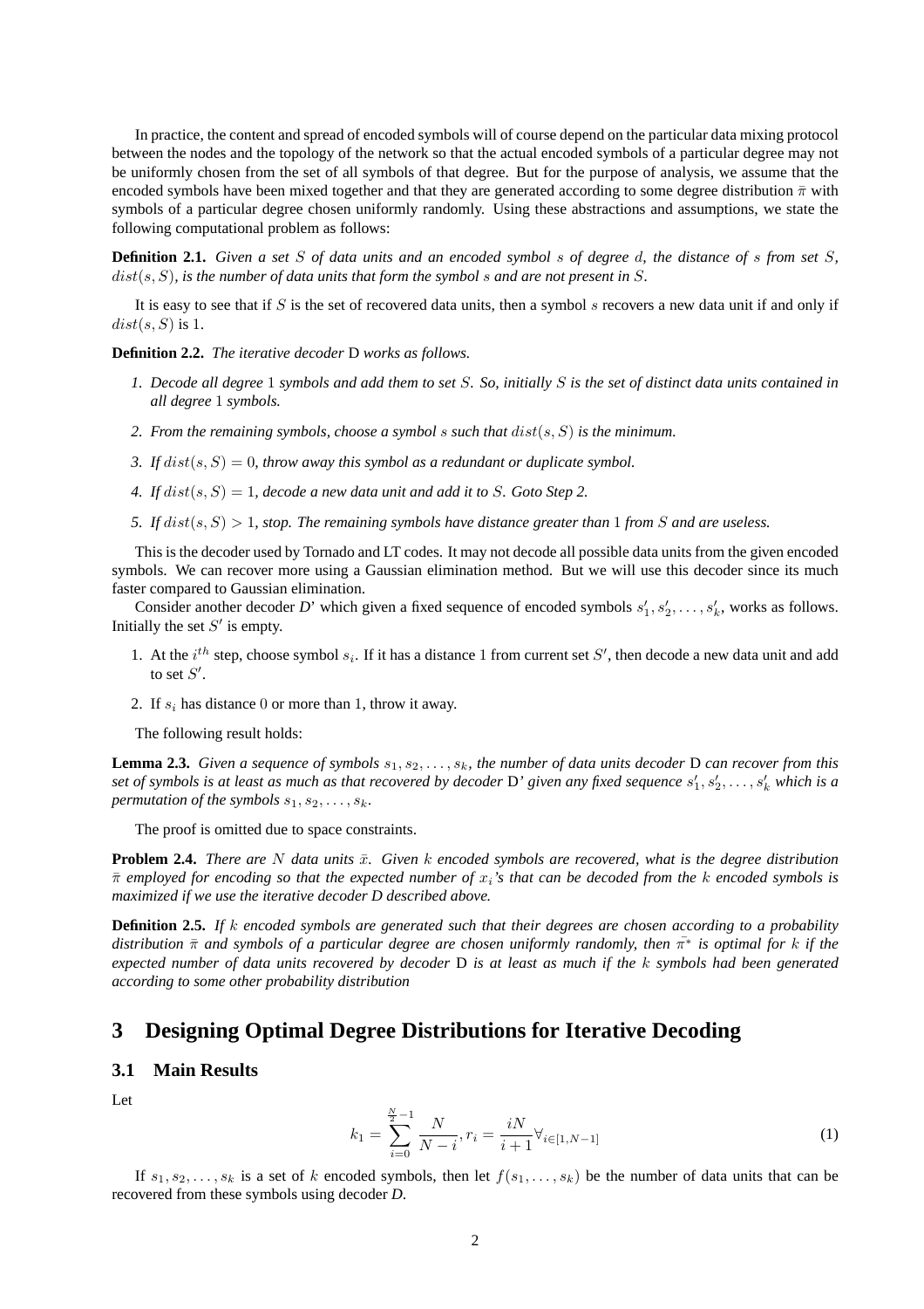In practice, the content and spread of encoded symbols will of course depend on the particular data mixing protocol between the nodes and the topology of the network so that the actual encoded symbols of a particular degree may not be uniformly chosen from the set of all symbols of that degree. But for the purpose of analysis, we assume that the encoded symbols have been mixed together and that they are generated according to some degree distribution $\bar{\pi}$ with symbols of a particular degree chosen uniformly randomly. Using these abstractions and assumptions, we state the following computational problem as follows:

**Definition 2.1.** *Given a set $S$ of data units and an encoded symbol $s$ of degree $d$, the distance of $s$ from set $S$, $dist(s, S)$, is the number of data units that form the symbol $s$ and are not present in $S$.*

It is easy to see that if $S$ is the set of recovered data units, then a symbol $s$ recovers a new data unit if and only if $dist(s, S)$ is 1.

**Definition 2.2.** *The iterative decoder* D *works as follows.*

1. *Decode all degree 1 symbols and add them to set $S$. So, initially $S$ is the set of distinct data units contained in all degree 1 symbols.*
2. *From the remaining symbols, choose a symbol $s$ such that $dist(s, S)$ is the minimum.*
3. *If $dist(s, S) = 0$, throw away this symbol as a redundant or duplicate symbol.*
4. *If $dist(s, S) = 1$, decode a new data unit and add it to $S$. Goto Step 2.*
5. *If $dist(s, S) > 1$, stop. The remaining symbols have distance greater than 1 from $S$ and are useless.*

This is the decoder used by Tornado and LT codes. It may not decode all possible data units from the given encoded symbols. We can recover more using a Gaussian elimination method. But we will use this decoder since its much faster compared to Gaussian elimination.

Consider another decoder *D*' which given a fixed sequence of encoded symbols $s'_1, s'_2, \ldots, s'_k$, works as follows. Initially the set $S'$ is empty.

1. At the $i^{th}$ step, choose symbol $s_i$. If it has a distance 1 from current set $S'$, then decode a new data unit and add to set $S'$.
2. If $s_i$ has distance 0 or more than 1, throw it away.

The following result holds:

**Lemma 2.3.** *Given a sequence of symbols $s_1, s_2, \ldots, s_k$, the number of data units decoder* D *can recover from this set of symbols is at least as much as that recovered by decoder* D*' given any fixed sequence $s'_1, s'_2, \ldots, s'_k$ which is a permutation of the symbols $s_1, s_2, \ldots, s_k$.*

The proof is omitted due to space constraints.

**Problem 2.4.** *There are $N$ data units $\bar{x}$. Given $k$ encoded symbols are recovered, what is the degree distribution $\bar{\pi}$ employed for encoding so that the expected number of $x_i$'s that can be decoded from the $k$ encoded symbols is maximized if we use the iterative decoder D described above.*

**Definition 2.5.** *If $k$ encoded symbols are generated such that their degrees are chosen according to a probability distribution $\bar{\pi}$ and symbols of a particular degree are chosen uniformly randomly, then $\bar{\pi^*}$ is optimal for $k$ if the expected number of data units recovered by decoder* D *is at least as much if the $k$ symbols had been generated according to some other probability distribution*

# 3 Designing Optimal Degree Distributions for Iterative Decoding

## 3.1 Main Results

Let

$$k_1 = \sum_{i=0}^{\frac{N}{2}-1} \frac{N}{N-i}, r_i = \frac{iN}{i+1} \forall_{i \in [1, N-1]} \tag{1}$$

If $s_1, s_2, \ldots, s_k$ is a set of $k$ encoded symbols, then let $f(s_1, \ldots, s_k)$ be the number of data units that can be recovered from these symbols using decoder *D*.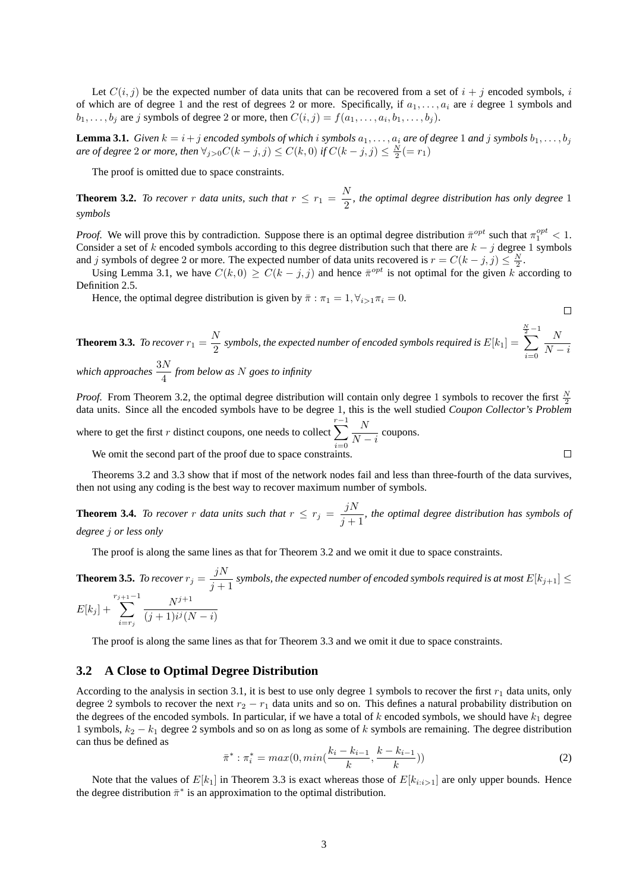Let $C(i, j)$ be the expected number of data units that can be recovered from a set of $i + j$ encoded symbols, $i$ of which are of degree 1 and the rest of degrees 2 or more. Specifically, if $a_1, \dots, a_i$ are $i$ degree 1 symbols and $b_1, \dots, b_j$ are $j$ symbols of degree 2 or more, then $C(i, j) = f(a_1, \dots, a_i, b_1, \dots, b_j)$.

**Lemma 3.1.** *Given $k = i + j$ encoded symbols of which $i$ symbols $a_1, \dots, a_i$ are of degree 1 and $j$ symbols $b_1, \dots, b_j$ are of degree 2 or more, then $\forall_{j>0} C(k - j, j) \leq C(k, 0)$ if $C(k - j, j) \leq \frac{N}{2} (= r_1)$*

The proof is omitted due to space constraints.

**Theorem 3.2.** *To recover $r$ data units, such that $r \leq r_1 = \dfrac{N}{2}$, the optimal degree distribution has only degree 1 symbols*

*Proof.* We will prove this by contradiction. Suppose there is an optimal degree distribution $\bar{\pi}^{opt}$ such that $\pi_1^{opt} < 1$. Consider a set of $k$ encoded symbols according to this degree distribution such that there are $k - j$ degree 1 symbols and $j$ symbols of degree 2 or more. The expected number of data units recovered is $r = C(k - j, j) \leq \frac{N}{2}$.

Using Lemma 3.1, we have $C(k, 0) \geq C(k - j, j)$ and hence $\bar{\pi}^{opt}$ is not optimal for the given $k$ according to Definition 2.5.

Hence, the optimal degree distribution is given by $\bar{\pi} : \pi_1 = 1, \forall_{i>1} \pi_i = 0$. □

**Theorem 3.3.** *To recover $r_1 = \dfrac{N}{2}$ symbols, the expected number of encoded symbols required is $E[k_1] = \displaystyle\sum_{i=0}^{\frac{N}{2}-1} \frac{N}{N - i}$ which approaches $\dfrac{3N}{4}$ from below as $N$ goes to infinity*

*Proof.* From Theorem 3.2, the optimal degree distribution will contain only degree 1 symbols to recover the first $\frac{N}{2}$ data units. Since all the encoded symbols have to be degree 1, this is the well studied *Coupon Collector's Problem* where to get the first $r$ distinct coupons, one needs to collect $\displaystyle\sum_{i=0}^{r-1} \frac{N}{N - i}$ coupons.

We omit the second part of the proof due to space constraints. □

Theorems 3.2 and 3.3 show that if most of the network nodes fail and less than three-fourth of the data survives, then not using any coding is the best way to recover maximum number of symbols.

**Theorem 3.4.** *To recover $r$ data units such that $r \leq r_j = \dfrac{jN}{j+1}$, the optimal degree distribution has symbols of degree $j$ or less only*

The proof is along the same lines as that for Theorem 3.2 and we omit it due to space constraints.

**Theorem 3.5.** *To recover $r_j = \dfrac{jN}{j+1}$ symbols, the expected number of encoded symbols required is at most $E[k_{j+1}] \leq E[k_j] + \displaystyle\sum_{i=r_j}^{r_{j+1}-1} \frac{N^{j+1}}{(j+1) i^j (N - i)}$*

The proof is along the same lines as that for Theorem 3.3 and we omit it due to space constraints.

## 3.2 A Close to Optimal Degree Distribution

According to the analysis in section 3.1, it is best to use only degree 1 symbols to recover the first $r_1$ data units, only degree 2 symbols to recover the next $r_2 - r_1$ data units and so on. This defines a natural probability distribution on the degrees of the encoded symbols. In particular, if we have a total of $k$ encoded symbols, we should have $k_1$ degree 1 symbols, $k_2 - k_1$ degree 2 symbols and so on as long as some of $k$ symbols are remaining. The degree distribution can thus be defined as

$$\bar{\pi}^* : \pi_i^* = max(0, min(\frac{k_i - k_{i-1}}{k}, \frac{k - k_{i-1}}{k})) \tag{2}$$

Note that the values of $E[k_1]$ in Theorem 3.3 is exact whereas those of $E[k_{i:i>1}]$ are only upper bounds. Hence the degree distribution $\bar{\pi}^*$ is an approximation to the optimal distribution.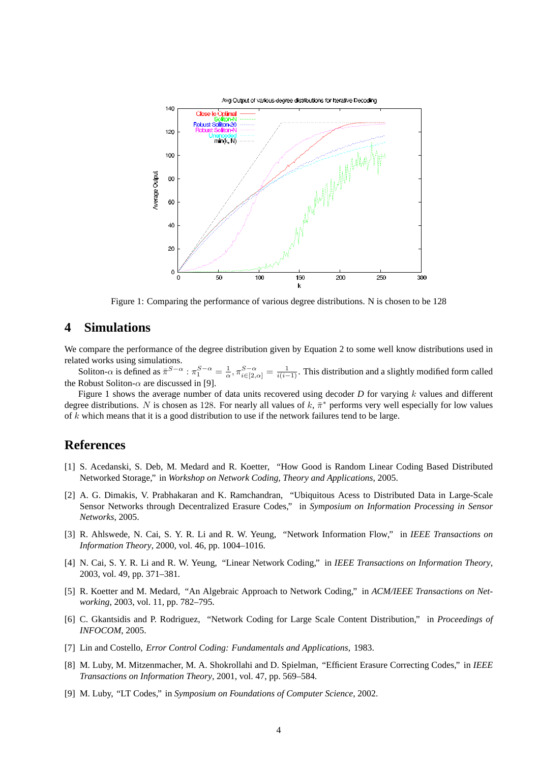Avg Output of various degree distributions for Iterative Decoding

Close to Optimal
Soliton-N
Robust Soliton-20
Robust Soliton-N
Uncoded
min(k, N)

Average Output

k

0
20
40
60
80
100
120
140

0
50
100
150
200
250
300

Figure 1: Comparing the performance of various degree distributions. N is chosen to be 128

## 4 Simulations

We compare the performance of the degree distribution given by Equation 2 to some well know distributions used in related works using simulations.

Soliton-$\alpha$ is defined as $\bar{\pi}^{S-\alpha} : \pi_1^{S-\alpha} = \frac{1}{\alpha}, \pi_{i\in[2,\alpha]}^{S-\alpha} = \frac{1}{i(i-1)}$. This distribution and a slightly modified form called the Robust Soliton-$\alpha$ are discussed in [9].

Figure 1 shows the average number of data units recovered using decoder *D* for varying $k$ values and different degree distributions. $N$ is chosen as 128. For nearly all values of $k$, $\bar{\pi}^*$ performs very well especially for low values of $k$ which means that it is a good distribution to use if the network failures tend to be large.

## References

[1] S. Acedanski, S. Deb, M. Medard and R. Koetter, "How Good is Random Linear Coding Based Distributed Networked Storage," in *Workshop on Network Coding, Theory and Applications*, 2005.

[2] A. G. Dimakis, V. Prabhakaran and K. Ramchandran, "Ubiquitous Acess to Distributed Data in Large-Scale Sensor Networks through Decentralized Erasure Codes," in *Symposium on Information Processing in Sensor Networks*, 2005.

[3] R. Ahlswede, N. Cai, S. Y. R. Li and R. W. Yeung, "Network Information Flow," in *IEEE Transactions on Information Theory*, 2000, vol. 46, pp. 1004–1016.

[4] N. Cai, S. Y. R. Li and R. W. Yeung, "Linear Network Coding," in *IEEE Transactions on Information Theory*, 2003, vol. 49, pp. 371–381.

[5] R. Koetter and M. Medard, "An Algebraic Approach to Network Coding," in *ACM/IEEE Transactions on Networking*, 2003, vol. 11, pp. 782–795.

[6] C. Gkantsidis and P. Rodriguez, "Network Coding for Large Scale Content Distribution," in *Proceedings of INFOCOM*, 2005.

[7] Lin and Costello, *Error Control Coding: Fundamentals and Applications*, 1983.

[8] M. Luby, M. Mitzenmacher, M. A. Shokrollahi and D. Spielman, "Efficient Erasure Correcting Codes," in *IEEE Transactions on Information Theory*, 2001, vol. 47, pp. 569–584.

[9] M. Luby, "LT Codes," in *Symposium on Foundations of Computer Science*, 2002.